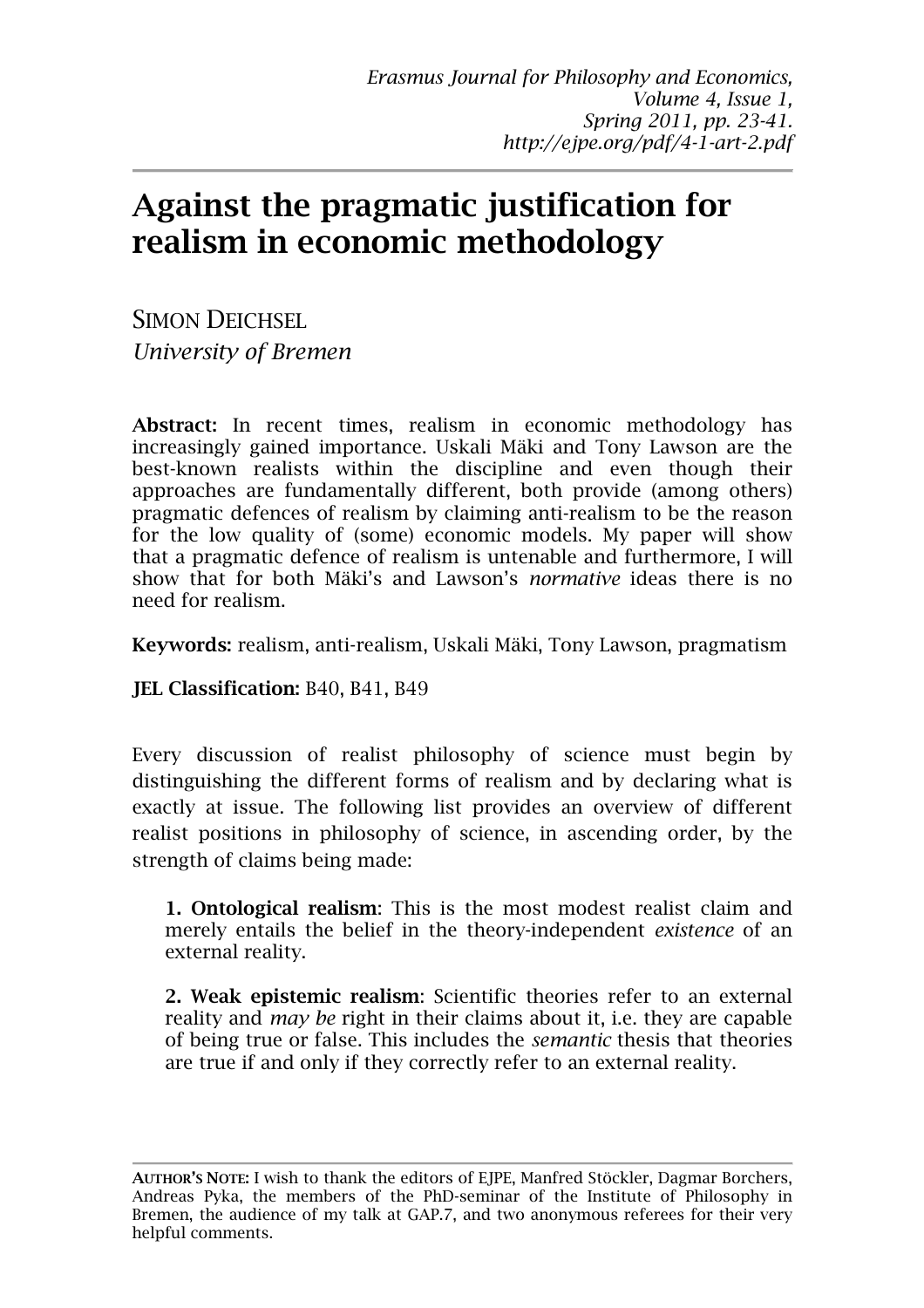# Against the pragmatic justification for realism in economic methodology

SIMON DEICHSEL
*University of Bremen*

**Abstract:** In recent times, realism in economic methodology has increasingly gained importance. Uskali Mäki and Tony Lawson are the best-known realists within the discipline and even though their approaches are fundamentally different, both provide (among others) pragmatic defences of realism by claiming anti-realism to be the reason for the low quality of (some) economic models. My paper will show that a pragmatic defence of realism is untenable and furthermore, I will show that for both Mäki's and Lawson's *normative* ideas there is no need for realism.

**Keywords:** realism, anti-realism, Uskali Mäki, Tony Lawson, pragmatism

**JEL Classification:** B40, B41, B49

Every discussion of realist philosophy of science must begin by distinguishing the different forms of realism and by declaring what is exactly at issue. The following list provides an overview of different realist positions in philosophy of science, in ascending order, by the strength of claims being made:

**1. Ontological realism**: This is the most modest realist claim and merely entails the belief in the theory-independent *existence* of an external reality.

**2. Weak epistemic realism**: Scientific theories refer to an external reality and *may be* right in their claims about it, i.e. they are capable of being true or false. This includes the *semantic* thesis that theories are true if and only if they correctly refer to an external reality.

**AUTHOR'S NOTE:** I wish to thank the editors of EJPE, Manfred Stöckler, Dagmar Borchers, Andreas Pyka, the members of the PhD-seminar of the Institute of Philosophy in Bremen, the audience of my talk at GAP.7, and two anonymous referees for their very helpful comments.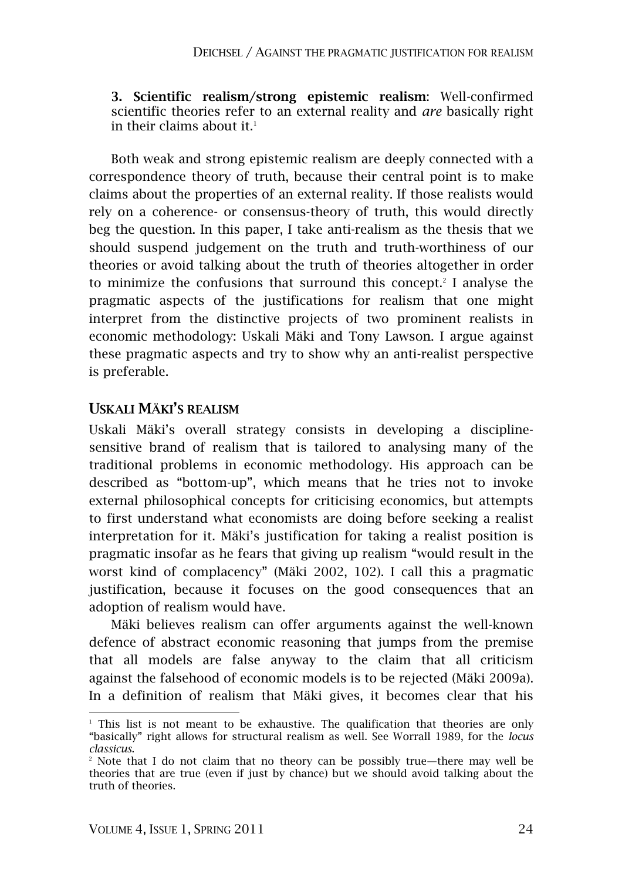**3. Scientific realism/strong epistemic realism**: Well-confirmed scientific theories refer to an external reality and *are* basically right in their claims about it.[1]

Both weak and strong epistemic realism are deeply connected with a correspondence theory of truth, because their central point is to make claims about the properties of an external reality. If those realists would rely on a coherence- or consensus-theory of truth, this would directly beg the question. In this paper, I take anti-realism as the thesis that we should suspend judgement on the truth and truth-worthiness of our theories or avoid talking about the truth of theories altogether in order to minimize the confusions that surround this concept.[2] I analyse the pragmatic aspects of the justifications for realism that one might interpret from the distinctive projects of two prominent realists in economic methodology: Uskali Mäki and Tony Lawson. I argue against these pragmatic aspects and try to show why an anti-realist perspective is preferable.

## Uskali Mäki's realism

Uskali Mäki's overall strategy consists in developing a discipline-sensitive brand of realism that is tailored to analysing many of the traditional problems in economic methodology. His approach can be described as "bottom-up", which means that he tries not to invoke external philosophical concepts for criticising economics, but attempts to first understand what economists are doing before seeking a realist interpretation for it. Mäki's justification for taking a realist position is pragmatic insofar as he fears that giving up realism "would result in the worst kind of complacency" (Mäki 2002, 102). I call this a pragmatic justification, because it focuses on the good consequences that an adoption of realism would have.

Mäki believes realism can offer arguments against the well-known defence of abstract economic reasoning that jumps from the premise that all models are false anyway to the claim that all criticism against the falsehood of economic models is to be rejected (Mäki 2009a). In a definition of realism that Mäki gives, it becomes clear that his

[1] This list is not meant to be exhaustive. The qualification that theories are only "basically" right allows for structural realism as well. See Worrall 1989, for the *locus classicus*.

[2] Note that I do not claim that no theory can be possibly true—there may well be theories that are true (even if just by chance) but we should avoid talking about the truth of theories.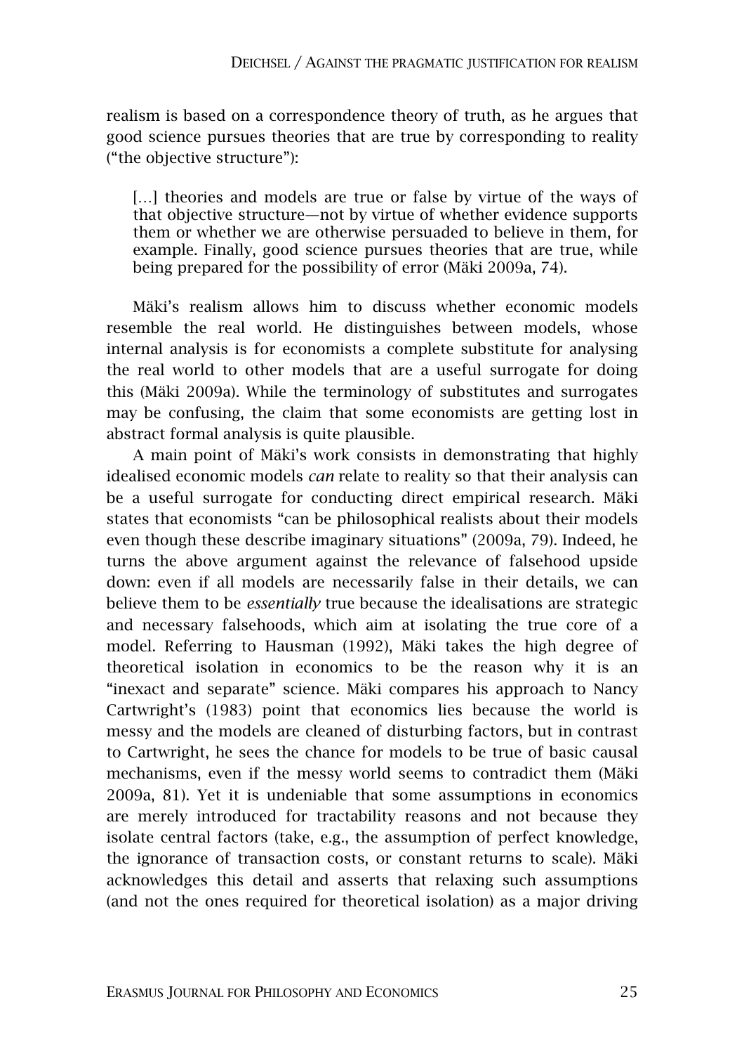realism is based on a correspondence theory of truth, as he argues that good science pursues theories that are true by corresponding to reality ("the objective structure"):

> […] theories and models are true or false by virtue of the ways of that objective structure—not by virtue of whether evidence supports them or whether we are otherwise persuaded to believe in them, for example. Finally, good science pursues theories that are true, while being prepared for the possibility of error (Mäki 2009a, 74).

Mäki's realism allows him to discuss whether economic models resemble the real world. He distinguishes between models, whose internal analysis is for economists a complete substitute for analysing the real world to other models that are a useful surrogate for doing this (Mäki 2009a). While the terminology of substitutes and surrogates may be confusing, the claim that some economists are getting lost in abstract formal analysis is quite plausible.

A main point of Mäki's work consists in demonstrating that highly idealised economic models *can* relate to reality so that their analysis can be a useful surrogate for conducting direct empirical research. Mäki states that economists "can be philosophical realists about their models even though these describe imaginary situations" (2009a, 79). Indeed, he turns the above argument against the relevance of falsehood upside down: even if all models are necessarily false in their details, we can believe them to be *essentially* true because the idealisations are strategic and necessary falsehoods, which aim at isolating the true core of a model. Referring to Hausman (1992), Mäki takes the high degree of theoretical isolation in economics to be the reason why it is an "inexact and separate" science. Mäki compares his approach to Nancy Cartwright's (1983) point that economics lies because the world is messy and the models are cleaned of disturbing factors, but in contrast to Cartwright, he sees the chance for models to be true of basic causal mechanisms, even if the messy world seems to contradict them (Mäki 2009a, 81). Yet it is undeniable that some assumptions in economics are merely introduced for tractability reasons and not because they isolate central factors (take, e.g., the assumption of perfect knowledge, the ignorance of transaction costs, or constant returns to scale). Mäki acknowledges this detail and asserts that relaxing such assumptions (and not the ones required for theoretical isolation) as a major driving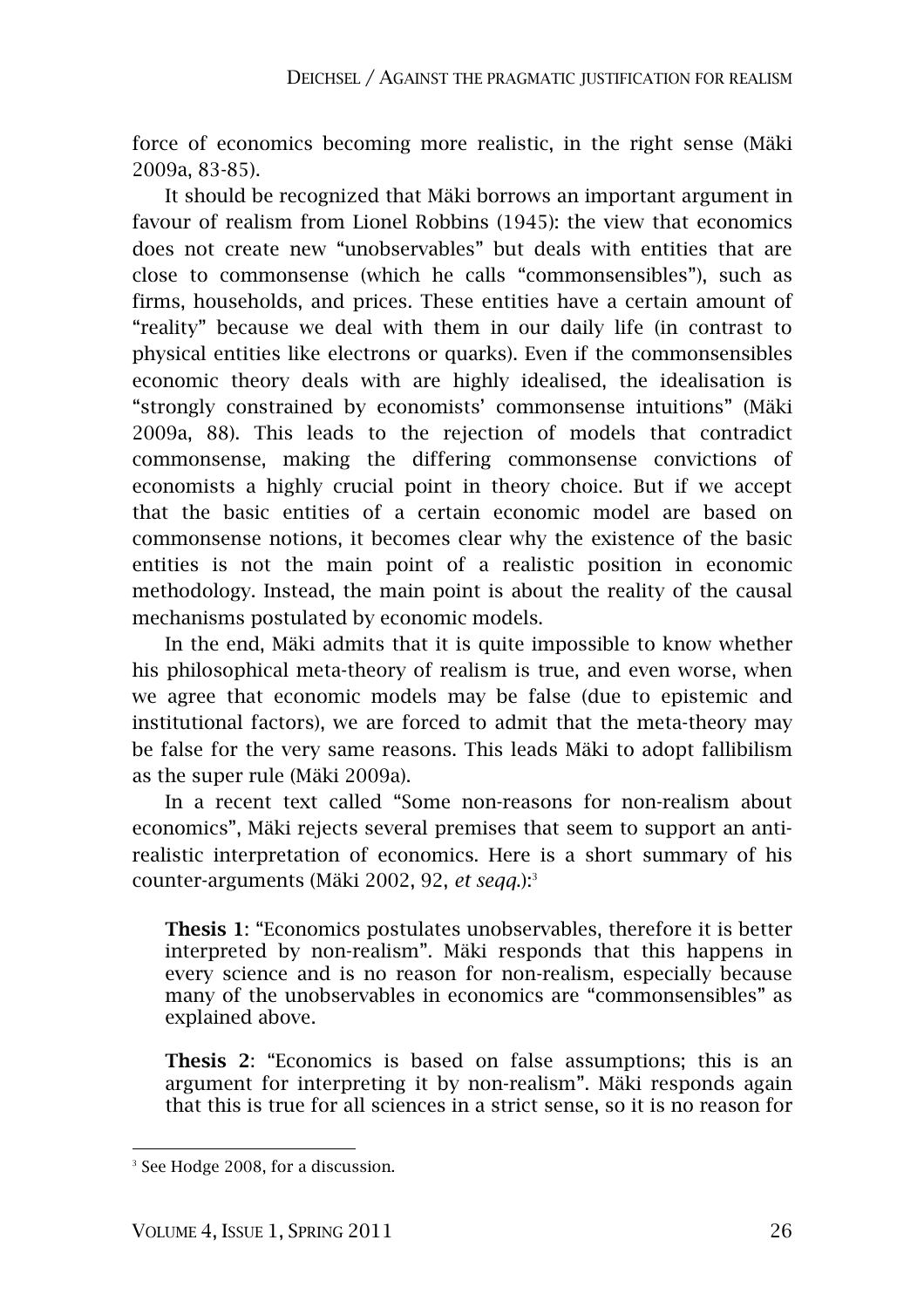force of economics becoming more realistic, in the right sense (Mäki 2009a, 83-85).

It should be recognized that Mäki borrows an important argument in favour of realism from Lionel Robbins (1945): the view that economics does not create new "unobservables" but deals with entities that are close to commonsense (which he calls "commonsensibles"), such as firms, households, and prices. These entities have a certain amount of "reality" because we deal with them in our daily life (in contrast to physical entities like electrons or quarks). Even if the commonsensibles economic theory deals with are highly idealised, the idealisation is "strongly constrained by economists' commonsense intuitions" (Mäki 2009a, 88). This leads to the rejection of models that contradict commonsense, making the differing commonsense convictions of economists a highly crucial point in theory choice. But if we accept that the basic entities of a certain economic model are based on commonsense notions, it becomes clear why the existence of the basic entities is not the main point of a realistic position in economic methodology. Instead, the main point is about the reality of the causal mechanisms postulated by economic models.

In the end, Mäki admits that it is quite impossible to know whether his philosophical meta-theory of realism is true, and even worse, when we agree that economic models may be false (due to epistemic and institutional factors), we are forced to admit that the meta-theory may be false for the very same reasons. This leads Mäki to adopt fallibilism as the super rule (Mäki 2009a).

In a recent text called "Some non-reasons for non-realism about economics", Mäki rejects several premises that seem to support an anti-realistic interpretation of economics. Here is a short summary of his counter-arguments (Mäki 2002, 92, *et seqq.*):[3]

> **Thesis 1**: "Economics postulates unobservables, therefore it is better interpreted by non-realism". Mäki responds that this happens in every science and is no reason for non-realism, especially because many of the unobservables in economics are "commonsensibles" as explained above.
>
> **Thesis 2**: "Economics is based on false assumptions; this is an argument for interpreting it by non-realism". Mäki responds again that this is true for all sciences in a strict sense, so it is no reason for

[3] See Hodge 2008, for a discussion.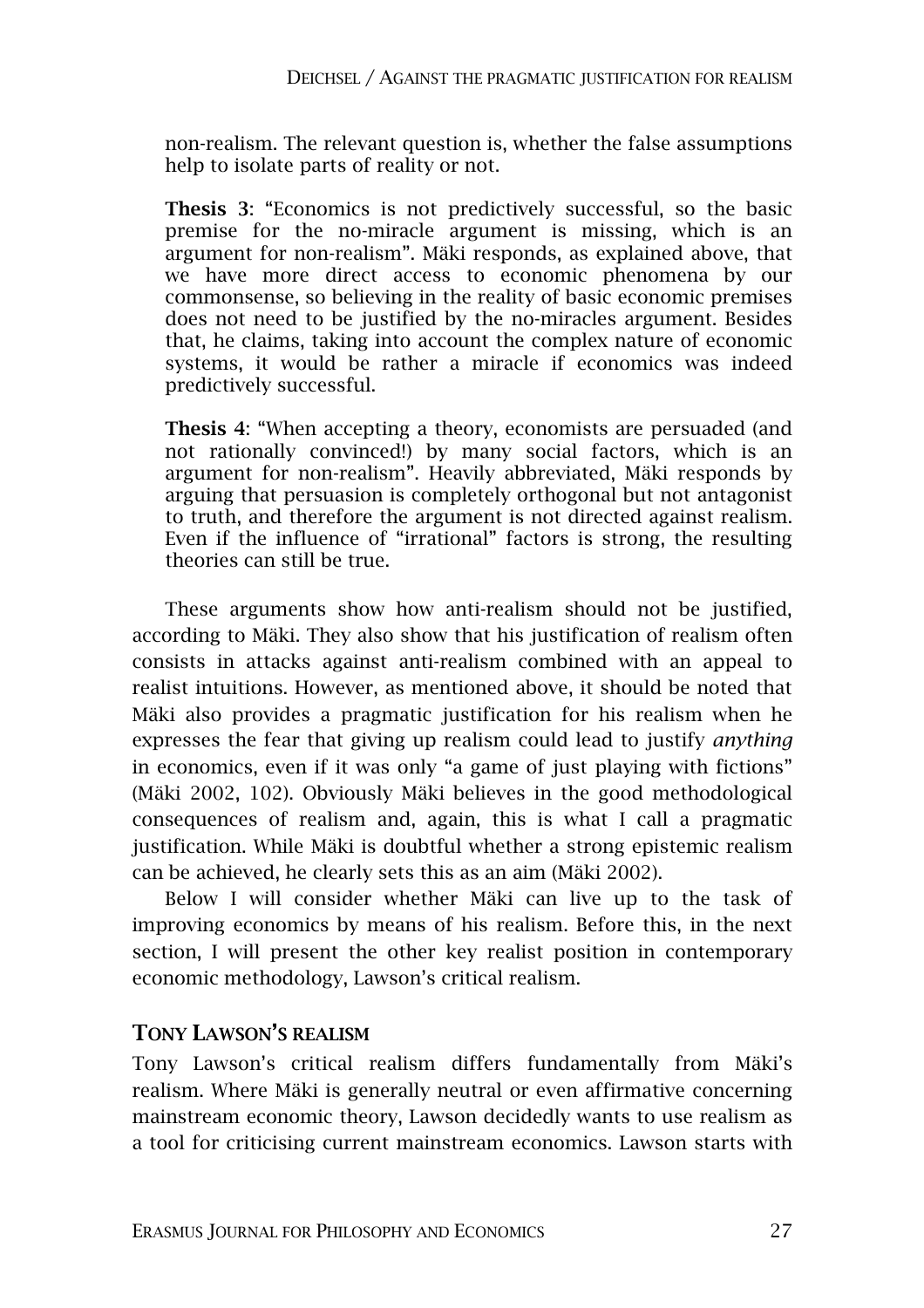non-realism. The relevant question is, whether the false assumptions help to isolate parts of reality or not.

**Thesis 3**: "Economics is not predictively successful, so the basic premise for the no-miracle argument is missing, which is an argument for non-realism". Mäki responds, as explained above, that we have more direct access to economic phenomena by our commonsense, so believing in the reality of basic economic premises does not need to be justified by the no-miracles argument. Besides that, he claims, taking into account the complex nature of economic systems, it would be rather a miracle if economics was indeed predictively successful.

**Thesis 4**: "When accepting a theory, economists are persuaded (and not rationally convinced!) by many social factors, which is an argument for non-realism". Heavily abbreviated, Mäki responds by arguing that persuasion is completely orthogonal but not antagonist to truth, and therefore the argument is not directed against realism. Even if the influence of "irrational" factors is strong, the resulting theories can still be true.

These arguments show how anti-realism should not be justified, according to Mäki. They also show that his justification of realism often consists in attacks against anti-realism combined with an appeal to realist intuitions. However, as mentioned above, it should be noted that Mäki also provides a pragmatic justification for his realism when he expresses the fear that giving up realism could lead to justify *anything* in economics, even if it was only "a game of just playing with fictions" (Mäki 2002, 102). Obviously Mäki believes in the good methodological consequences of realism and, again, this is what I call a pragmatic justification. While Mäki is doubtful whether a strong epistemic realism can be achieved, he clearly sets this as an aim (Mäki 2002).

Below I will consider whether Mäki can live up to the task of improving economics by means of his realism. Before this, in the next section, I will present the other key realist position in contemporary economic methodology, Lawson's critical realism.

## Tony Lawson's realism

Tony Lawson's critical realism differs fundamentally from Mäki's realism. Where Mäki is generally neutral or even affirmative concerning mainstream economic theory, Lawson decidedly wants to use realism as a tool for criticising current mainstream economics. Lawson starts with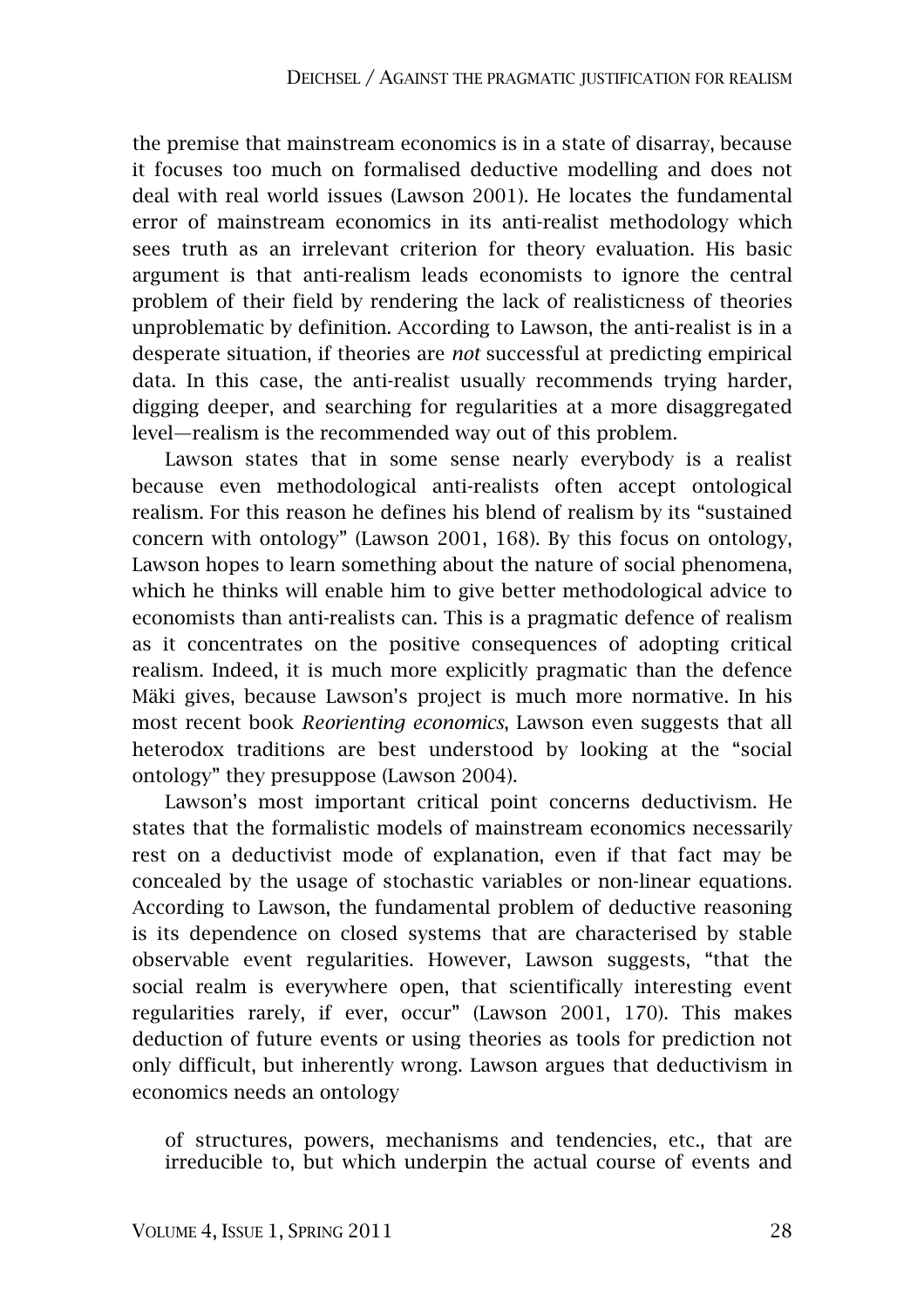the premise that mainstream economics is in a state of disarray, because it focuses too much on formalised deductive modelling and does not deal with real world issues (Lawson 2001). He locates the fundamental error of mainstream economics in its anti-realist methodology which sees truth as an irrelevant criterion for theory evaluation. His basic argument is that anti-realism leads economists to ignore the central problem of their field by rendering the lack of realisticness of theories unproblematic by definition. According to Lawson, the anti-realist is in a desperate situation, if theories are *not* successful at predicting empirical data. In this case, the anti-realist usually recommends trying harder, digging deeper, and searching for regularities at a more disaggregated level—realism is the recommended way out of this problem.

Lawson states that in some sense nearly everybody is a realist because even methodological anti-realists often accept ontological realism. For this reason he defines his blend of realism by its "sustained concern with ontology" (Lawson 2001, 168). By this focus on ontology, Lawson hopes to learn something about the nature of social phenomena, which he thinks will enable him to give better methodological advice to economists than anti-realists can. This is a pragmatic defence of realism as it concentrates on the positive consequences of adopting critical realism. Indeed, it is much more explicitly pragmatic than the defence Mäki gives, because Lawson's project is much more normative. In his most recent book *Reorienting economics*, Lawson even suggests that all heterodox traditions are best understood by looking at the "social ontology" they presuppose (Lawson 2004).

Lawson's most important critical point concerns deductivism. He states that the formalistic models of mainstream economics necessarily rest on a deductivist mode of explanation, even if that fact may be concealed by the usage of stochastic variables or non-linear equations. According to Lawson, the fundamental problem of deductive reasoning is its dependence on closed systems that are characterised by stable observable event regularities. However, Lawson suggests, "that the social realm is everywhere open, that scientifically interesting event regularities rarely, if ever, occur" (Lawson 2001, 170). This makes deduction of future events or using theories as tools for prediction not only difficult, but inherently wrong. Lawson argues that deductivism in economics needs an ontology

> of structures, powers, mechanisms and tendencies, etc., that are irreducible to, but which underpin the actual course of events and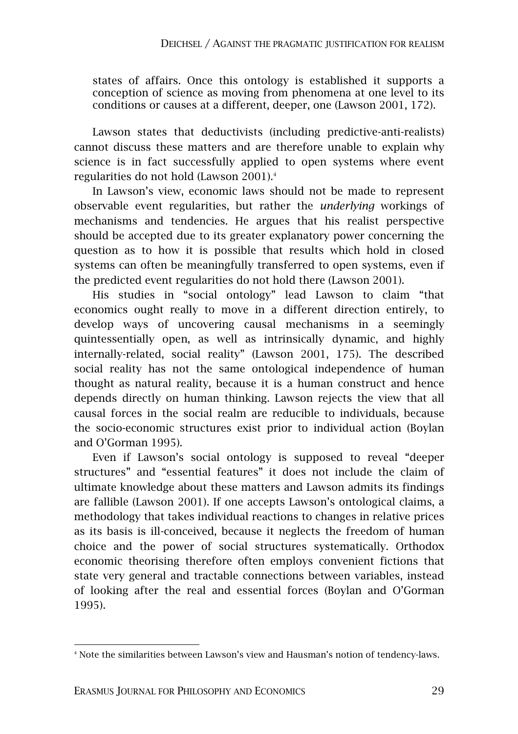states of affairs. Once this ontology is established it supports a conception of science as moving from phenomena at one level to its conditions or causes at a different, deeper, one (Lawson 2001, 172).

Lawson states that deductivists (including predictive-anti-realists) cannot discuss these matters and are therefore unable to explain why science is in fact successfully applied to open systems where event regularities do not hold (Lawson 2001).[4]

In Lawson's view, economic laws should not be made to represent observable event regularities, but rather the *underlying* workings of mechanisms and tendencies. He argues that his realist perspective should be accepted due to its greater explanatory power concerning the question as to how it is possible that results which hold in closed systems can often be meaningfully transferred to open systems, even if the predicted event regularities do not hold there (Lawson 2001).

His studies in "social ontology" lead Lawson to claim "that economics ought really to move in a different direction entirely, to develop ways of uncovering causal mechanisms in a seemingly quintessentially open, as well as intrinsically dynamic, and highly internally-related, social reality" (Lawson 2001, 175). The described social reality has not the same ontological independence of human thought as natural reality, because it is a human construct and hence depends directly on human thinking. Lawson rejects the view that all causal forces in the social realm are reducible to individuals, because the socio-economic structures exist prior to individual action (Boylan and O'Gorman 1995).

Even if Lawson's social ontology is supposed to reveal "deeper structures" and "essential features" it does not include the claim of ultimate knowledge about these matters and Lawson admits its findings are fallible (Lawson 2001). If one accepts Lawson's ontological claims, a methodology that takes individual reactions to changes in relative prices as its basis is ill-conceived, because it neglects the freedom of human choice and the power of social structures systematically. Orthodox economic theorising therefore often employs convenient fictions that state very general and tractable connections between variables, instead of looking after the real and essential forces (Boylan and O'Gorman 1995).

---

[4] Note the similarities between Lawson's view and Hausman's notion of tendency-laws.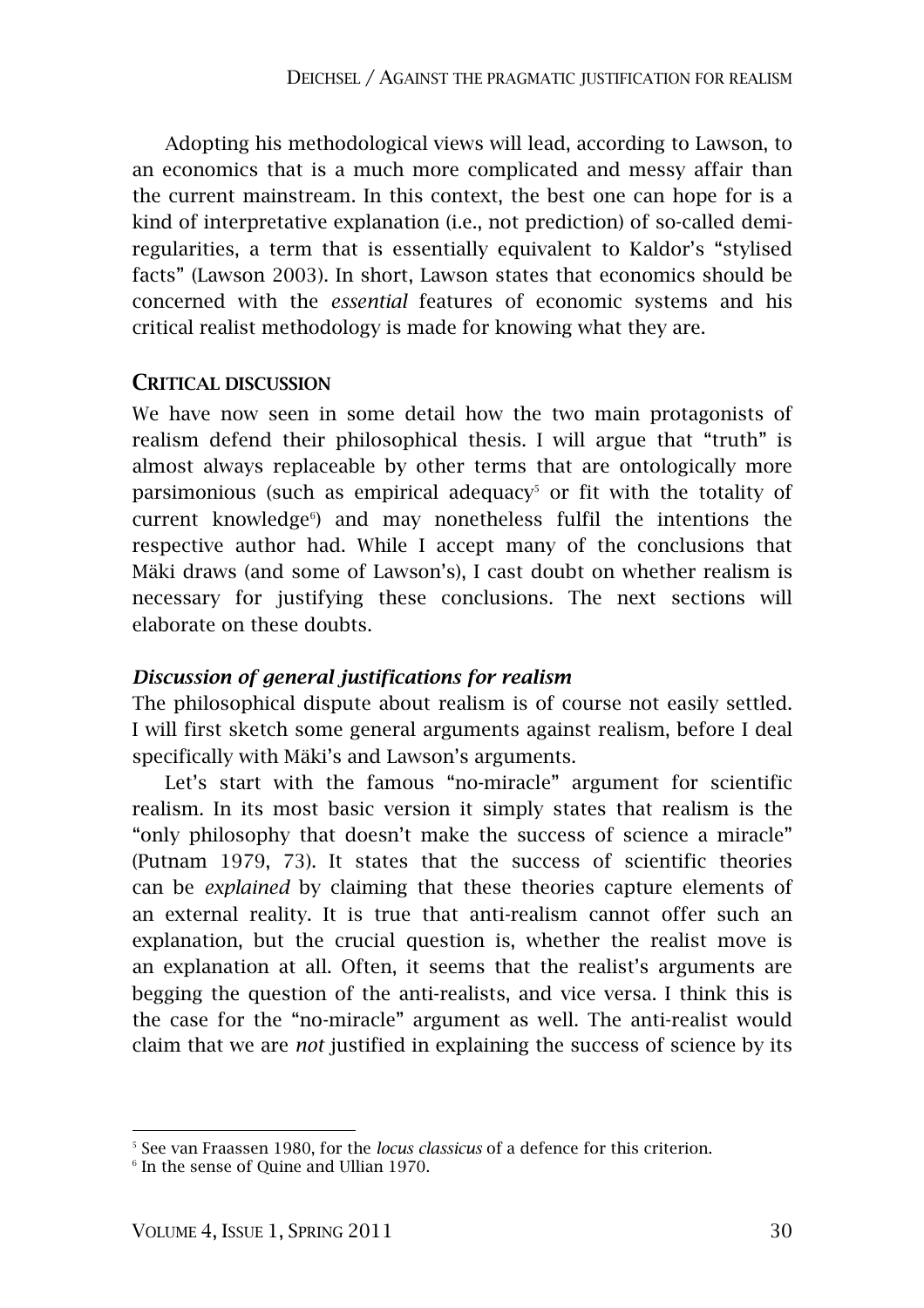Adopting his methodological views will lead, according to Lawson, to an economics that is a much more complicated and messy affair than the current mainstream. In this context, the best one can hope for is a kind of interpretative explanation (i.e., not prediction) of so-called demi-regularities, a term that is essentially equivalent to Kaldor's "stylised facts" (Lawson 2003). In short, Lawson states that economics should be concerned with the *essential* features of economic systems and his critical realist methodology is made for knowing what they are.

## CRITICAL DISCUSSION

We have now seen in some detail how the two main protagonists of realism defend their philosophical thesis. I will argue that "truth" is almost always replaceable by other terms that are ontologically more parsimonious (such as empirical adequacy[5] or fit with the totality of current knowledge[6]) and may nonetheless fulfil the intentions the respective author had. While I accept many of the conclusions that Mäki draws (and some of Lawson's), I cast doubt on whether realism is necessary for justifying these conclusions. The next sections will elaborate on these doubts.

### *Discussion of general justifications for realism*

The philosophical dispute about realism is of course not easily settled. I will first sketch some general arguments against realism, before I deal specifically with Mäki's and Lawson's arguments.

Let's start with the famous "no-miracle" argument for scientific realism. In its most basic version it simply states that realism is the "only philosophy that doesn't make the success of science a miracle" (Putnam 1979, 73). It states that the success of scientific theories can be *explained* by claiming that these theories capture elements of an external reality. It is true that anti-realism cannot offer such an explanation, but the crucial question is, whether the realist move is an explanation at all. Often, it seems that the realist's arguments are begging the question of the anti-realists, and vice versa. I think this is the case for the "no-miracle" argument as well. The anti-realist would claim that we are *not* justified in explaining the success of science by its

[5] See van Fraassen 1980, for the *locus classicus* of a defence for this criterion.

[6] In the sense of Quine and Ullian 1970.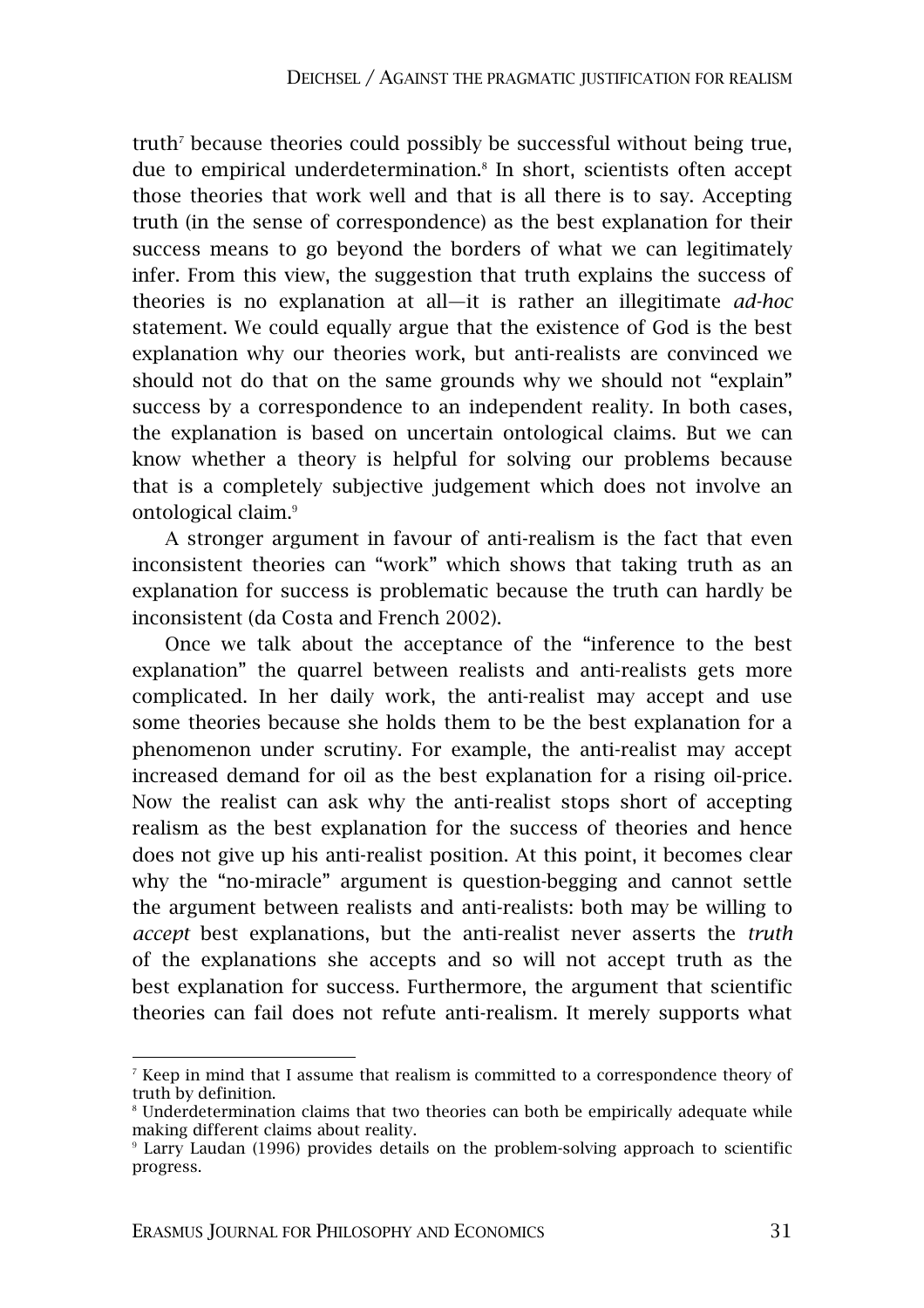truth[7] because theories could possibly be successful without being true, due to empirical underdetermination.[8] In short, scientists often accept those theories that work well and that is all there is to say. Accepting truth (in the sense of correspondence) as the best explanation for their success means to go beyond the borders of what we can legitimately infer. From this view, the suggestion that truth explains the success of theories is no explanation at all—it is rather an illegitimate *ad-hoc* statement. We could equally argue that the existence of God is the best explanation why our theories work, but anti-realists are convinced we should not do that on the same grounds why we should not "explain" success by a correspondence to an independent reality. In both cases, the explanation is based on uncertain ontological claims. But we can know whether a theory is helpful for solving our problems because that is a completely subjective judgement which does not involve an ontological claim.[9]

A stronger argument in favour of anti-realism is the fact that even inconsistent theories can "work" which shows that taking truth as an explanation for success is problematic because the truth can hardly be inconsistent (da Costa and French 2002).

Once we talk about the acceptance of the "inference to the best explanation" the quarrel between realists and anti-realists gets more complicated. In her daily work, the anti-realist may accept and use some theories because she holds them to be the best explanation for a phenomenon under scrutiny. For example, the anti-realist may accept increased demand for oil as the best explanation for a rising oil-price. Now the realist can ask why the anti-realist stops short of accepting realism as the best explanation for the success of theories and hence does not give up his anti-realist position. At this point, it becomes clear why the "no-miracle" argument is question-begging and cannot settle the argument between realists and anti-realists: both may be willing to *accept* best explanations, but the anti-realist never asserts the *truth* of the explanations she accepts and so will not accept truth as the best explanation for success. Furthermore, the argument that scientific theories can fail does not refute anti-realism. It merely supports what

---

[7] Keep in mind that I assume that realism is committed to a correspondence theory of truth by definition.

[8] Underdetermination claims that two theories can both be empirically adequate while making different claims about reality.

[9] Larry Laudan (1996) provides details on the problem-solving approach to scientific progress.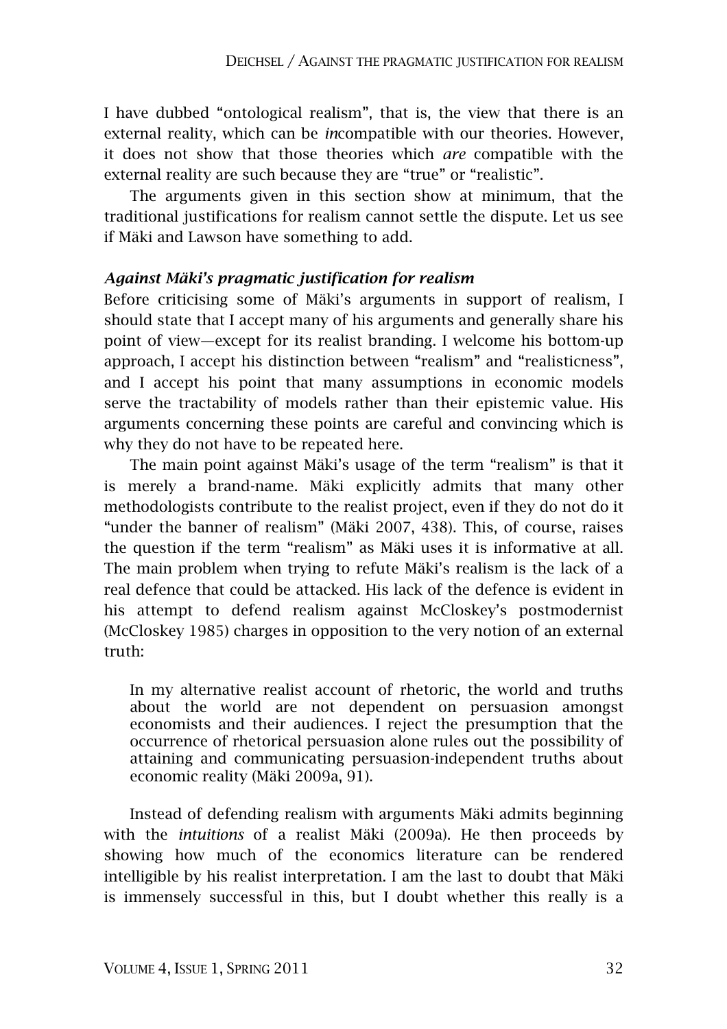I have dubbed "ontological realism", that is, the view that there is an external reality, which can be *in*compatible with our theories. However, it does not show that those theories which *are* compatible with the external reality are such because they are "true" or "realistic".

The arguments given in this section show at minimum, that the traditional justifications for realism cannot settle the dispute. Let us see if Mäki and Lawson have something to add.

### *Against Mäki's pragmatic justification for realism*

Before criticising some of Mäki's arguments in support of realism, I should state that I accept many of his arguments and generally share his point of view—except for its realist branding. I welcome his bottom-up approach, I accept his distinction between "realism" and "realisticness", and I accept his point that many assumptions in economic models serve the tractability of models rather than their epistemic value. His arguments concerning these points are careful and convincing which is why they do not have to be repeated here.

The main point against Mäki's usage of the term "realism" is that it is merely a brand-name. Mäki explicitly admits that many other methodologists contribute to the realist project, even if they do not do it "under the banner of realism" (Mäki 2007, 438). This, of course, raises the question if the term "realism" as Mäki uses it is informative at all. The main problem when trying to refute Mäki's realism is the lack of a real defence that could be attacked. His lack of the defence is evident in his attempt to defend realism against McCloskey's postmodernist (McCloskey 1985) charges in opposition to the very notion of an external truth:

> In my alternative realist account of rhetoric, the world and truths about the world are not dependent on persuasion amongst economists and their audiences. I reject the presumption that the occurrence of rhetorical persuasion alone rules out the possibility of attaining and communicating persuasion-independent truths about economic reality (Mäki 2009a, 91).

Instead of defending realism with arguments Mäki admits beginning with the *intuitions* of a realist Mäki (2009a). He then proceeds by showing how much of the economics literature can be rendered intelligible by his realist interpretation. I am the last to doubt that Mäki is immensely successful in this, but I doubt whether this really is a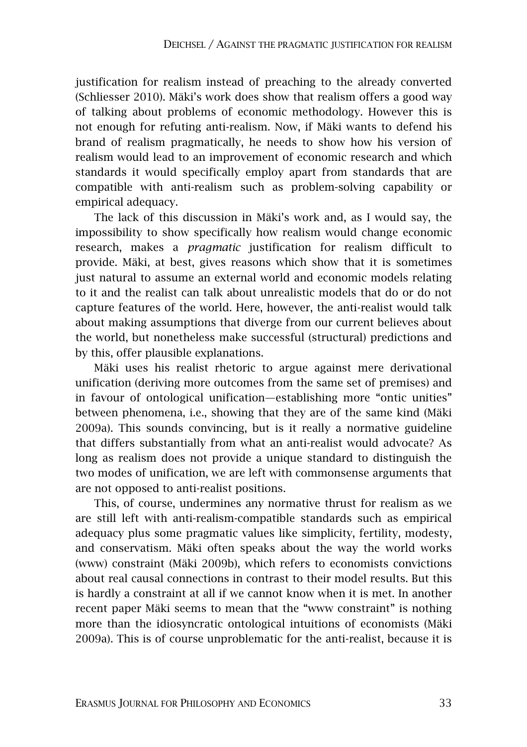justification for realism instead of preaching to the already converted (Schliesser 2010). Mäki's work does show that realism offers a good way of talking about problems of economic methodology. However this is not enough for refuting anti-realism. Now, if Mäki wants to defend his brand of realism pragmatically, he needs to show how his version of realism would lead to an improvement of economic research and which standards it would specifically employ apart from standards that are compatible with anti-realism such as problem-solving capability or empirical adequacy.

The lack of this discussion in Mäki's work and, as I would say, the impossibility to show specifically how realism would change economic research, makes a *pragmatic* justification for realism difficult to provide. Mäki, at best, gives reasons which show that it is sometimes just natural to assume an external world and economic models relating to it and the realist can talk about unrealistic models that do or do not capture features of the world. Here, however, the anti-realist would talk about making assumptions that diverge from our current believes about the world, but nonetheless make successful (structural) predictions and by this, offer plausible explanations.

Mäki uses his realist rhetoric to argue against mere derivational unification (deriving more outcomes from the same set of premises) and in favour of ontological unification—establishing more "ontic unities" between phenomena, i.e., showing that they are of the same kind (Mäki 2009a). This sounds convincing, but is it really a normative guideline that differs substantially from what an anti-realist would advocate? As long as realism does not provide a unique standard to distinguish the two modes of unification, we are left with commonsense arguments that are not opposed to anti-realist positions.

This, of course, undermines any normative thrust for realism as we are still left with anti-realism-compatible standards such as empirical adequacy plus some pragmatic values like simplicity, fertility, modesty, and conservatism. Mäki often speaks about the way the world works (www) constraint (Mäki 2009b), which refers to economists convictions about real causal connections in contrast to their model results. But this is hardly a constraint at all if we cannot know when it is met. In another recent paper Mäki seems to mean that the "www constraint" is nothing more than the idiosyncratic ontological intuitions of economists (Mäki 2009a). This is of course unproblematic for the anti-realist, because it is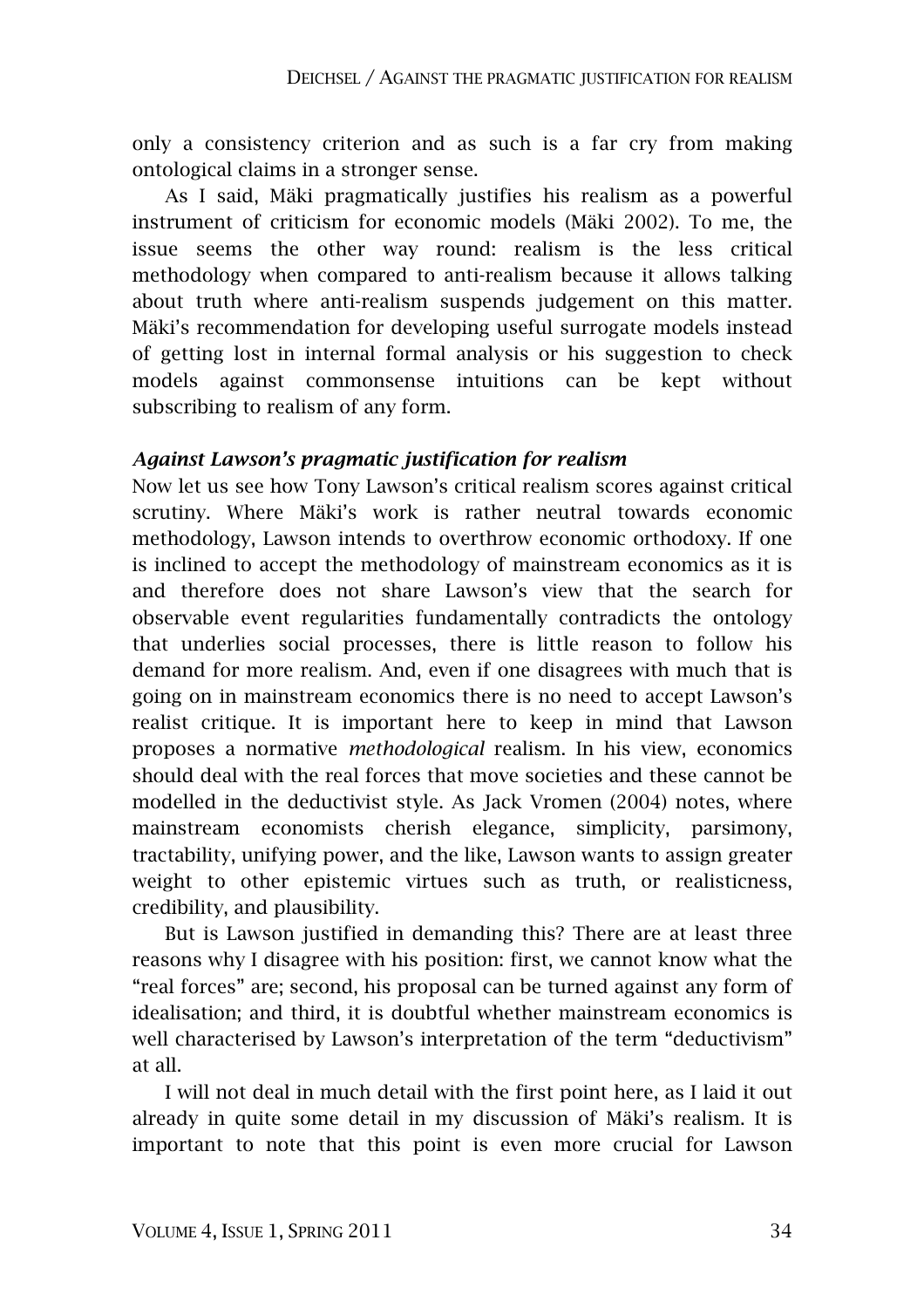only a consistency criterion and as such is a far cry from making ontological claims in a stronger sense.

As I said, Mäki pragmatically justifies his realism as a powerful instrument of criticism for economic models (Mäki 2002). To me, the issue seems the other way round: realism is the less critical methodology when compared to anti-realism because it allows talking about truth where anti-realism suspends judgement on this matter. Mäki's recommendation for developing useful surrogate models instead of getting lost in internal formal analysis or his suggestion to check models against commonsense intuitions can be kept without subscribing to realism of any form.

### *Against Lawson's pragmatic justification for realism*

Now let us see how Tony Lawson's critical realism scores against critical scrutiny. Where Mäki's work is rather neutral towards economic methodology, Lawson intends to overthrow economic orthodoxy. If one is inclined to accept the methodology of mainstream economics as it is and therefore does not share Lawson's view that the search for observable event regularities fundamentally contradicts the ontology that underlies social processes, there is little reason to follow his demand for more realism. And, even if one disagrees with much that is going on in mainstream economics there is no need to accept Lawson's realist critique. It is important here to keep in mind that Lawson proposes a normative *methodological* realism. In his view, economics should deal with the real forces that move societies and these cannot be modelled in the deductivist style. As Jack Vromen (2004) notes, where mainstream economists cherish elegance, simplicity, parsimony, tractability, unifying power, and the like, Lawson wants to assign greater weight to other epistemic virtues such as truth, or realisticness, credibility, and plausibility.

But is Lawson justified in demanding this? There are at least three reasons why I disagree with his position: first, we cannot know what the "real forces" are; second, his proposal can be turned against any form of idealisation; and third, it is doubtful whether mainstream economics is well characterised by Lawson's interpretation of the term "deductivism" at all.

I will not deal in much detail with the first point here, as I laid it out already in quite some detail in my discussion of Mäki's realism. It is important to note that this point is even more crucial for Lawson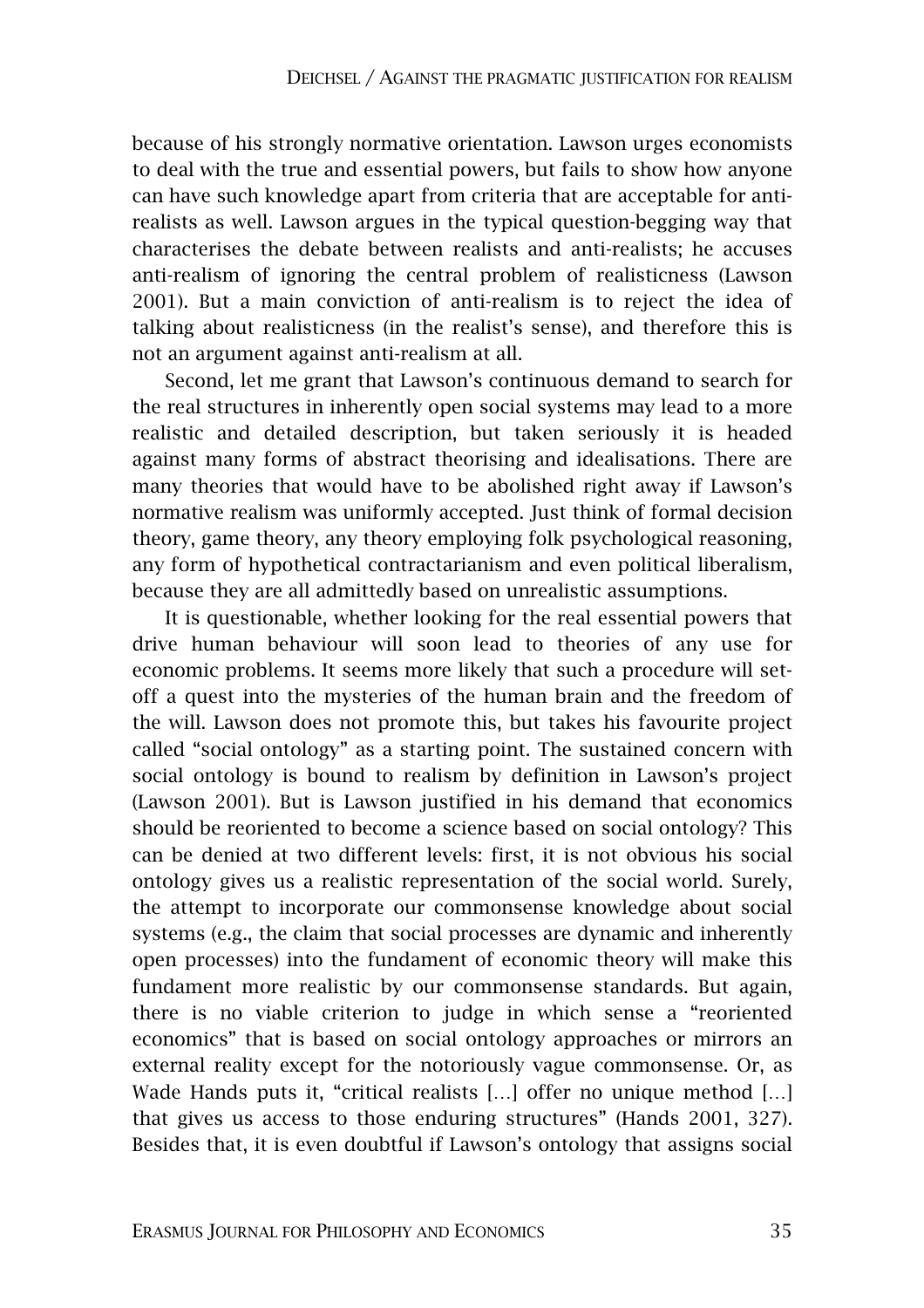because of his strongly normative orientation. Lawson urges economists to deal with the true and essential powers, but fails to show how anyone can have such knowledge apart from criteria that are acceptable for anti-realists as well. Lawson argues in the typical question-begging way that characterises the debate between realists and anti-realists; he accuses anti-realism of ignoring the central problem of realisticness (Lawson 2001). But a main conviction of anti-realism is to reject the idea of talking about realisticness (in the realist's sense), and therefore this is not an argument against anti-realism at all.

Second, let me grant that Lawson's continuous demand to search for the real structures in inherently open social systems may lead to a more realistic and detailed description, but taken seriously it is headed against many forms of abstract theorising and idealisations. There are many theories that would have to be abolished right away if Lawson's normative realism was uniformly accepted. Just think of formal decision theory, game theory, any theory employing folk psychological reasoning, any form of hypothetical contractarianism and even political liberalism, because they are all admittedly based on unrealistic assumptions.

It is questionable, whether looking for the real essential powers that drive human behaviour will soon lead to theories of any use for economic problems. It seems more likely that such a procedure will set-off a quest into the mysteries of the human brain and the freedom of the will. Lawson does not promote this, but takes his favourite project called "social ontology" as a starting point. The sustained concern with social ontology is bound to realism by definition in Lawson's project (Lawson 2001). But is Lawson justified in his demand that economics should be reoriented to become a science based on social ontology? This can be denied at two different levels: first, it is not obvious his social ontology gives us a realistic representation of the social world. Surely, the attempt to incorporate our commonsense knowledge about social systems (e.g., the claim that social processes are dynamic and inherently open processes) into the fundament of economic theory will make this fundament more realistic by our commonsense standards. But again, there is no viable criterion to judge in which sense a "reoriented economics" that is based on social ontology approaches or mirrors an external reality except for the notoriously vague commonsense. Or, as Wade Hands puts it, "critical realists […] offer no unique method […] that gives us access to those enduring structures" (Hands 2001, 327). Besides that, it is even doubtful if Lawson's ontology that assigns social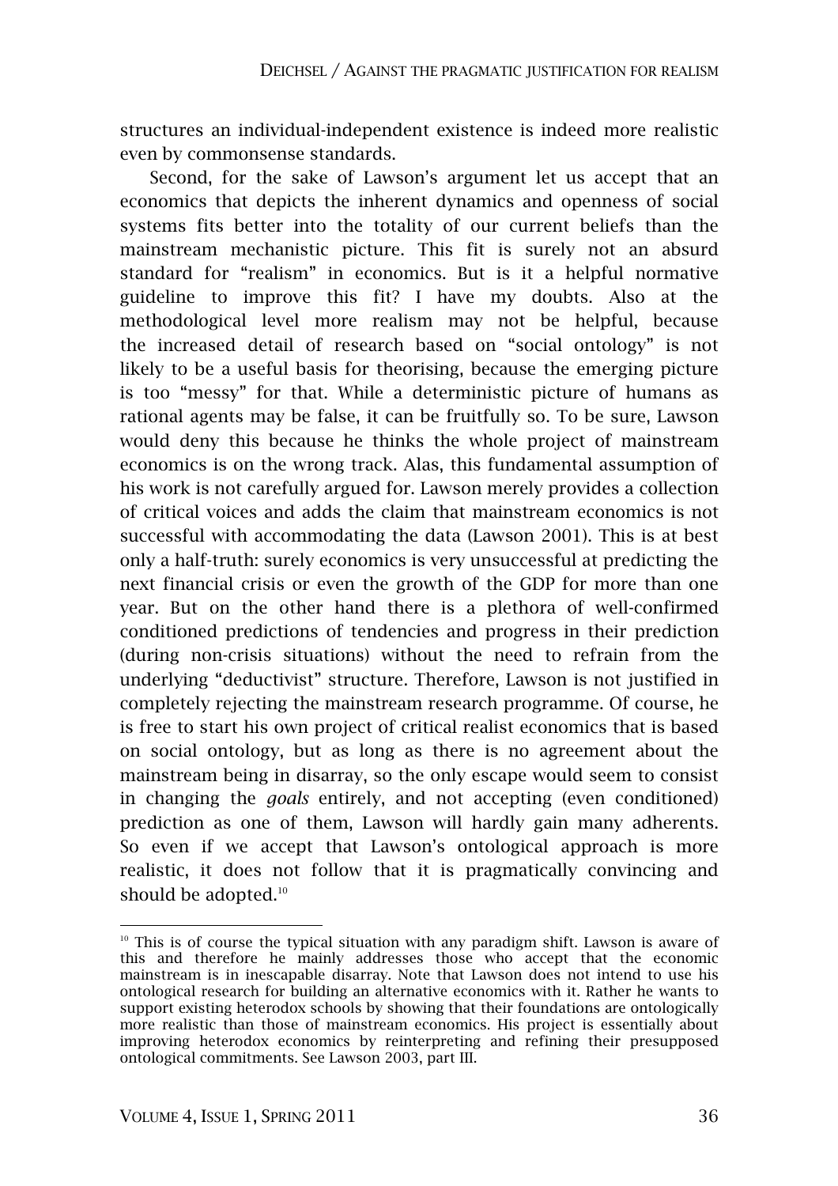structures an individual-independent existence is indeed more realistic even by commonsense standards.

Second, for the sake of Lawson's argument let us accept that an economics that depicts the inherent dynamics and openness of social systems fits better into the totality of our current beliefs than the mainstream mechanistic picture. This fit is surely not an absurd standard for "realism" in economics. But is it a helpful normative guideline to improve this fit? I have my doubts. Also at the methodological level more realism may not be helpful, because the increased detail of research based on "social ontology" is not likely to be a useful basis for theorising, because the emerging picture is too "messy" for that. While a deterministic picture of humans as rational agents may be false, it can be fruitfully so. To be sure, Lawson would deny this because he thinks the whole project of mainstream economics is on the wrong track. Alas, this fundamental assumption of his work is not carefully argued for. Lawson merely provides a collection of critical voices and adds the claim that mainstream economics is not successful with accommodating the data (Lawson 2001). This is at best only a half-truth: surely economics is very unsuccessful at predicting the next financial crisis or even the growth of the GDP for more than one year. But on the other hand there is a plethora of well-confirmed conditioned predictions of tendencies and progress in their prediction (during non-crisis situations) without the need to refrain from the underlying "deductivist" structure. Therefore, Lawson is not justified in completely rejecting the mainstream research programme. Of course, he is free to start his own project of critical realist economics that is based on social ontology, but as long as there is no agreement about the mainstream being in disarray, so the only escape would seem to consist in changing the *goals* entirely, and not accepting (even conditioned) prediction as one of them, Lawson will hardly gain many adherents. So even if we accept that Lawson's ontological approach is more realistic, it does not follow that it is pragmatically convincing and should be adopted.[10]

---

[10] This is of course the typical situation with any paradigm shift. Lawson is aware of this and therefore he mainly addresses those who accept that the economic mainstream is in inescapable disarray. Note that Lawson does not intend to use his ontological research for building an alternative economics with it. Rather he wants to support existing heterodox schools by showing that their foundations are ontologically more realistic than those of mainstream economics. His project is essentially about improving heterodox economics by reinterpreting and refining their presupposed ontological commitments. See Lawson 2003, part III.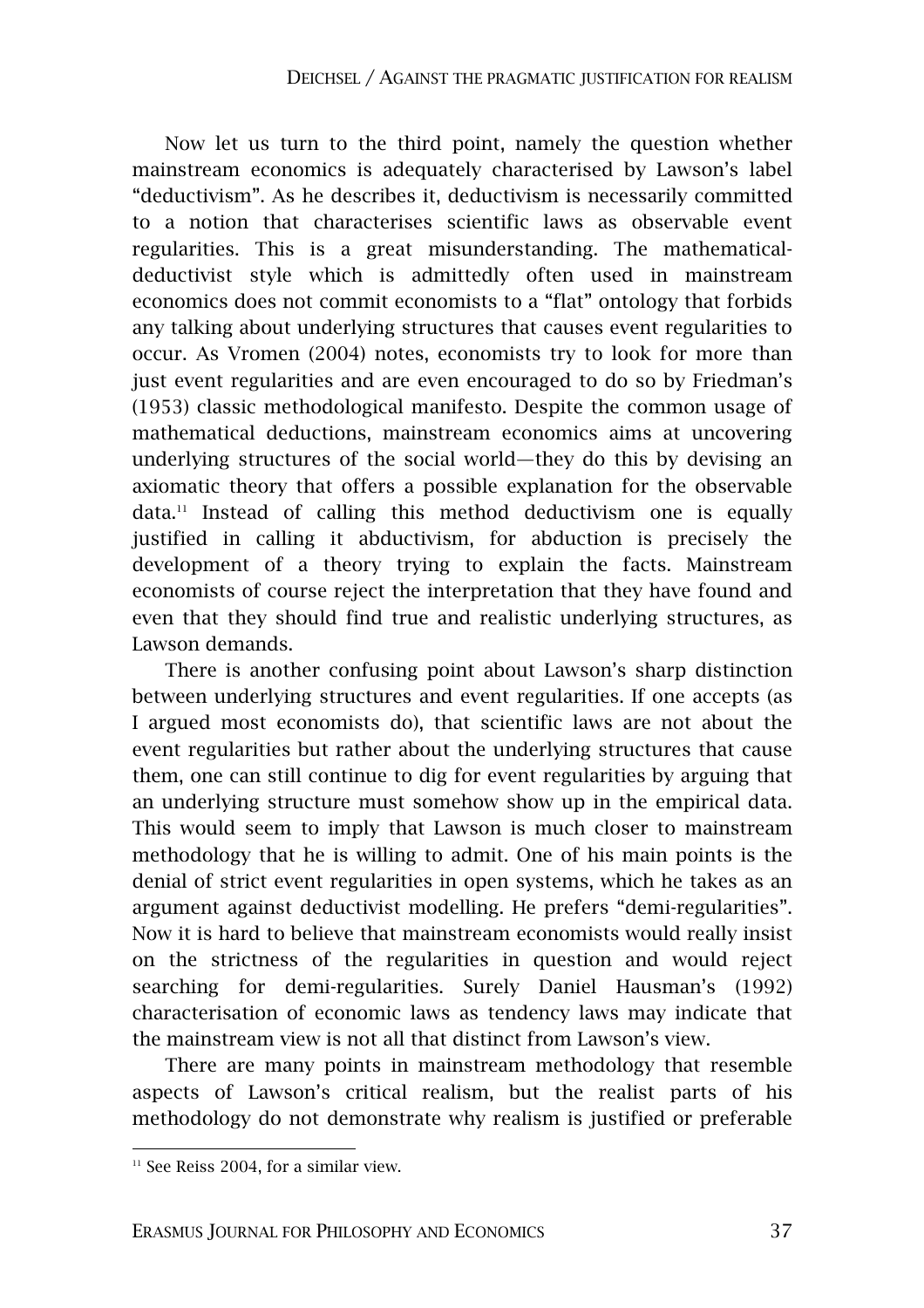Now let us turn to the third point, namely the question whether mainstream economics is adequately characterised by Lawson's label "deductivism". As he describes it, deductivism is necessarily committed to a notion that characterises scientific laws as observable event regularities. This is a great misunderstanding. The mathematical-deductivist style which is admittedly often used in mainstream economics does not commit economists to a "flat" ontology that forbids any talking about underlying structures that causes event regularities to occur. As Vromen (2004) notes, economists try to look for more than just event regularities and are even encouraged to do so by Friedman's (1953) classic methodological manifesto. Despite the common usage of mathematical deductions, mainstream economics aims at uncovering underlying structures of the social world—they do this by devising an axiomatic theory that offers a possible explanation for the observable data.[11] Instead of calling this method deductivism one is equally justified in calling it abductivism, for abduction is precisely the development of a theory trying to explain the facts. Mainstream economists of course reject the interpretation that they have found and even that they should find true and realistic underlying structures, as Lawson demands.

There is another confusing point about Lawson's sharp distinction between underlying structures and event regularities. If one accepts (as I argued most economists do), that scientific laws are not about the event regularities but rather about the underlying structures that cause them, one can still continue to dig for event regularities by arguing that an underlying structure must somehow show up in the empirical data. This would seem to imply that Lawson is much closer to mainstream methodology that he is willing to admit. One of his main points is the denial of strict event regularities in open systems, which he takes as an argument against deductivist modelling. He prefers "demi-regularities". Now it is hard to believe that mainstream economists would really insist on the strictness of the regularities in question and would reject searching for demi-regularities. Surely Daniel Hausman's (1992) characterisation of economic laws as tendency laws may indicate that the mainstream view is not all that distinct from Lawson's view.

There are many points in mainstream methodology that resemble aspects of Lawson's critical realism, but the realist parts of his methodology do not demonstrate why realism is justified or preferable

[11] See Reiss 2004, for a similar view.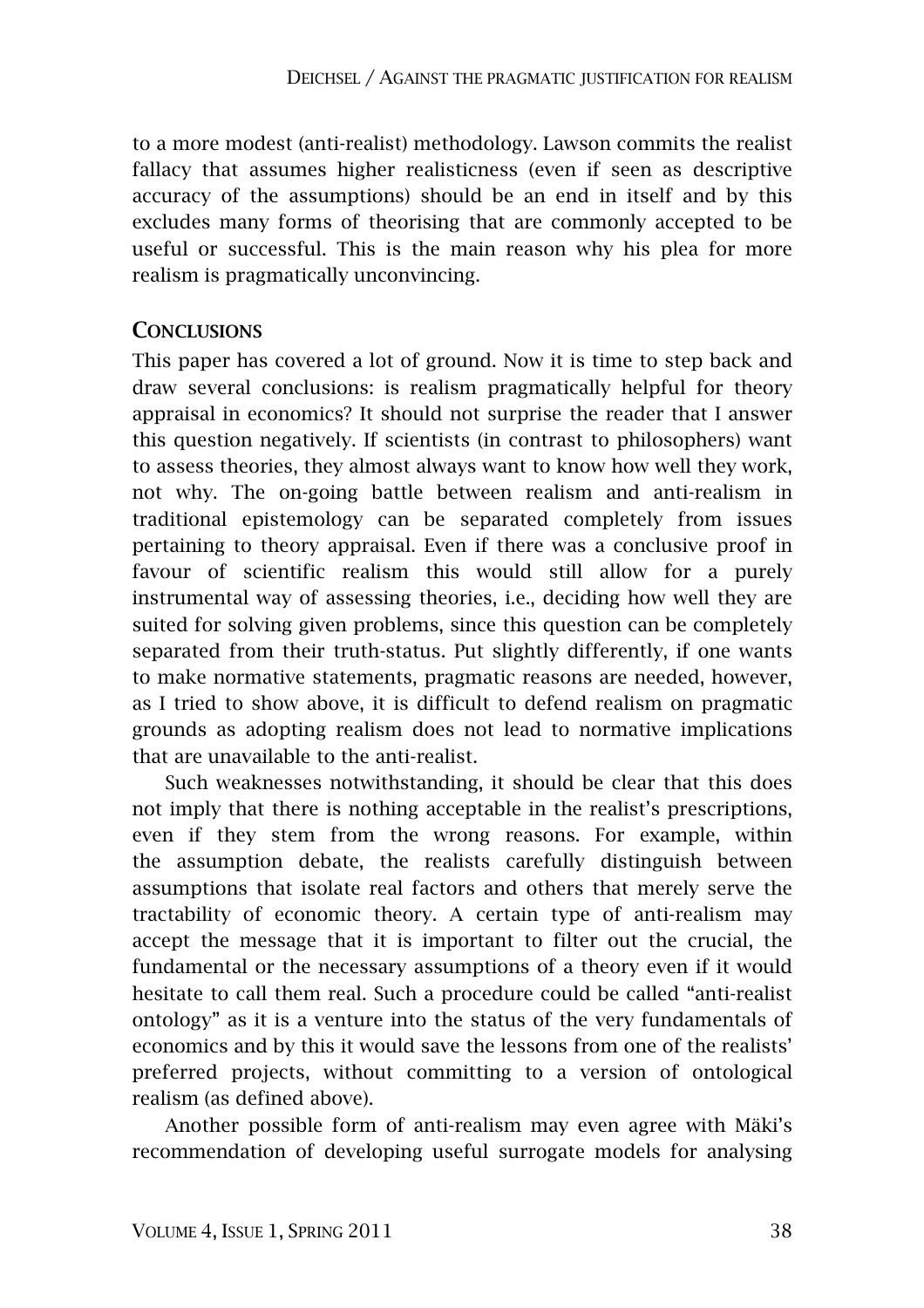to a more modest (anti-realist) methodology. Lawson commits the realist fallacy that assumes higher realisticness (even if seen as descriptive accuracy of the assumptions) should be an end in itself and by this excludes many forms of theorising that are commonly accepted to be useful or successful. This is the main reason why his plea for more realism is pragmatically unconvincing.

## Conclusions

This paper has covered a lot of ground. Now it is time to step back and draw several conclusions: is realism pragmatically helpful for theory appraisal in economics? It should not surprise the reader that I answer this question negatively. If scientists (in contrast to philosophers) want to assess theories, they almost always want to know how well they work, not why. The on-going battle between realism and anti-realism in traditional epistemology can be separated completely from issues pertaining to theory appraisal. Even if there was a conclusive proof in favour of scientific realism this would still allow for a purely instrumental way of assessing theories, i.e., deciding how well they are suited for solving given problems, since this question can be completely separated from their truth-status. Put slightly differently, if one wants to make normative statements, pragmatic reasons are needed, however, as I tried to show above, it is difficult to defend realism on pragmatic grounds as adopting realism does not lead to normative implications that are unavailable to the anti-realist.

Such weaknesses notwithstanding, it should be clear that this does not imply that there is nothing acceptable in the realist's prescriptions, even if they stem from the wrong reasons. For example, within the assumption debate, the realists carefully distinguish between assumptions that isolate real factors and others that merely serve the tractability of economic theory. A certain type of anti-realism may accept the message that it is important to filter out the crucial, the fundamental or the necessary assumptions of a theory even if it would hesitate to call them real. Such a procedure could be called "anti-realist ontology" as it is a venture into the status of the very fundamentals of economics and by this it would save the lessons from one of the realists' preferred projects, without committing to a version of ontological realism (as defined above).

Another possible form of anti-realism may even agree with Mäki's recommendation of developing useful surrogate models for analysing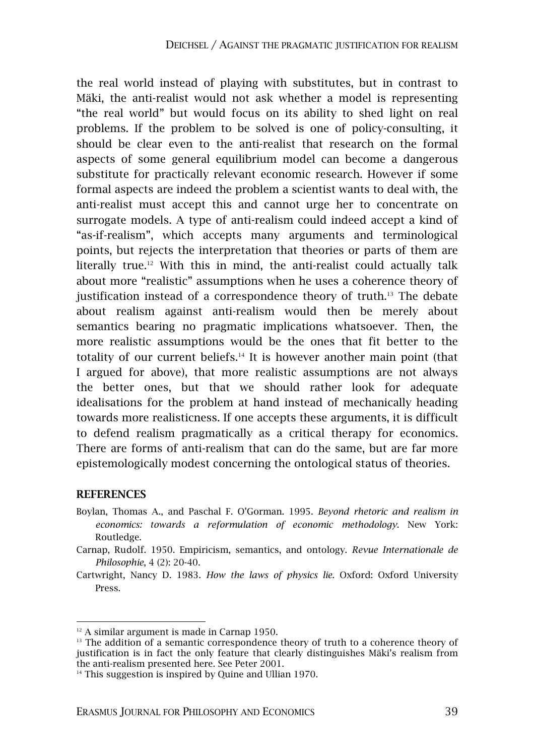the real world instead of playing with substitutes, but in contrast to Mäki, the anti-realist would not ask whether a model is representing "the real world" but would focus on its ability to shed light on real problems. If the problem to be solved is one of policy-consulting, it should be clear even to the anti-realist that research on the formal aspects of some general equilibrium model can become a dangerous substitute for practically relevant economic research. However if some formal aspects are indeed the problem a scientist wants to deal with, the anti-realist must accept this and cannot urge her to concentrate on surrogate models. A type of anti-realism could indeed accept a kind of "as-if-realism", which accepts many arguments and terminological points, but rejects the interpretation that theories or parts of them are literally true.[12] With this in mind, the anti-realist could actually talk about more "realistic" assumptions when he uses a coherence theory of justification instead of a correspondence theory of truth.[13] The debate about realism against anti-realism would then be merely about semantics bearing no pragmatic implications whatsoever. Then, the more realistic assumptions would be the ones that fit better to the totality of our current beliefs.[14] It is however another main point (that I argued for above), that more realistic assumptions are not always the better ones, but that we should rather look for adequate idealisations for the problem at hand instead of mechanically heading towards more realisticness. If one accepts these arguments, it is difficult to defend realism pragmatically as a critical therapy for economics. There are forms of anti-realism that can do the same, but are far more epistemologically modest concerning the ontological status of theories.

## REFERENCES

Boylan, Thomas A., and Paschal F. O'Gorman. 1995. *Beyond rhetoric and realism in economics: towards a reformulation of economic methodology*. New York: Routledge.

Carnap, Rudolf. 1950. Empiricism, semantics, and ontology. *Revue Internationale de Philosophie*, 4 (2): 20-40.

Cartwright, Nancy D. 1983. *How the laws of physics lie*. Oxford: Oxford University Press.

---

[12] A similar argument is made in Carnap 1950.

[13] The addition of a semantic correspondence theory of truth to a coherence theory of justification is in fact the only feature that clearly distinguishes Mäki's realism from the anti-realism presented here. See Peter 2001.

[14] This suggestion is inspired by Quine and Ullian 1970.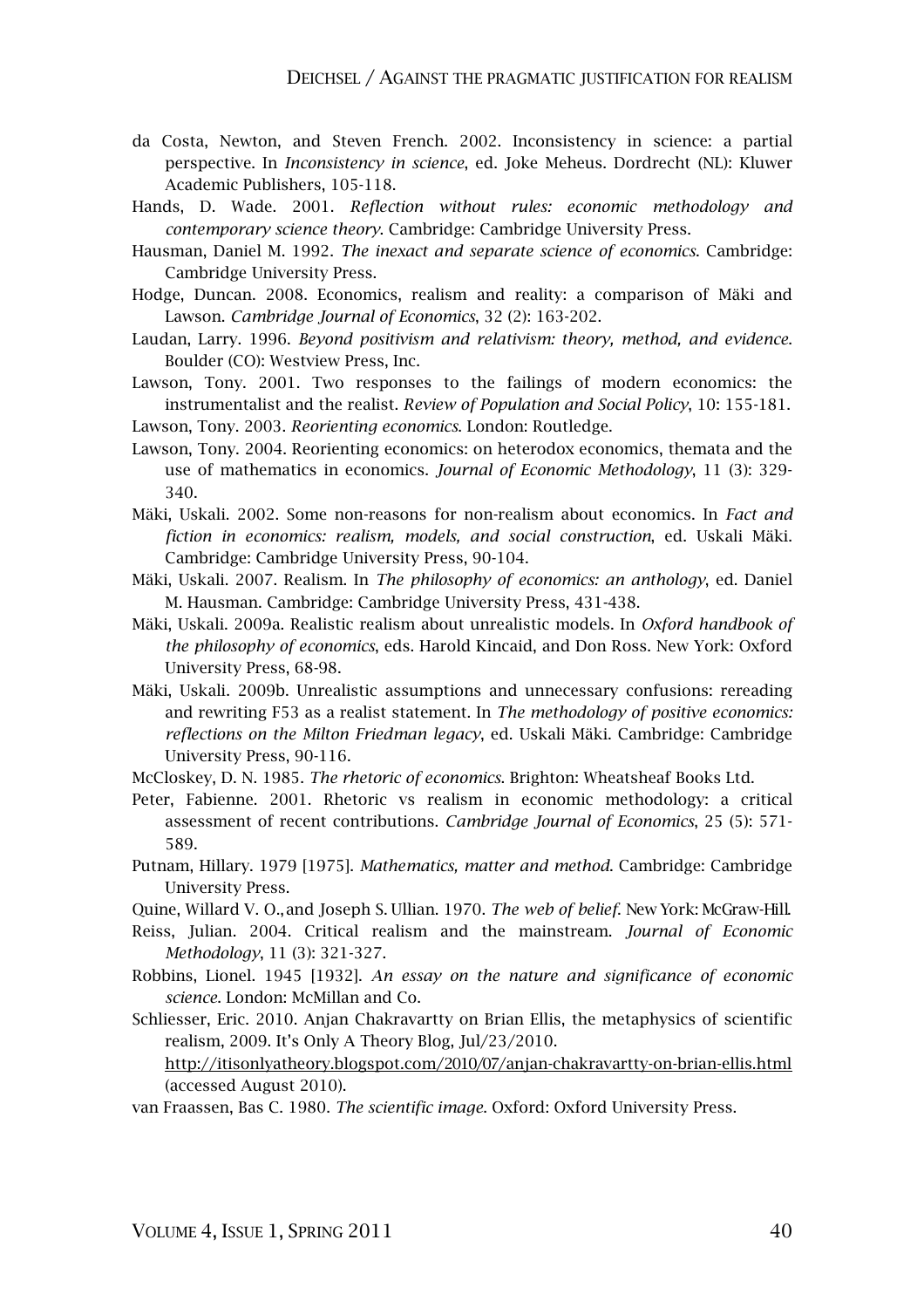da Costa, Newton, and Steven French. 2002. Inconsistency in science: a partial perspective. In *Inconsistency in science*, ed. Joke Meheus. Dordrecht (NL): Kluwer Academic Publishers, 105-118.

Hands, D. Wade. 2001. *Reflection without rules: economic methodology and contemporary science theory*. Cambridge: Cambridge University Press.

Hausman, Daniel M. 1992. *The inexact and separate science of economics*. Cambridge: Cambridge University Press.

Hodge, Duncan. 2008. Economics, realism and reality: a comparison of Mäki and Lawson. *Cambridge Journal of Economics*, 32 (2): 163-202.

Laudan, Larry. 1996. *Beyond positivism and relativism: theory, method, and evidence*. Boulder (CO): Westview Press, Inc.

Lawson, Tony. 2001. Two responses to the failings of modern economics: the instrumentalist and the realist. *Review of Population and Social Policy*, 10: 155-181.

Lawson, Tony. 2003. *Reorienting economics*. London: Routledge.

Lawson, Tony. 2004. Reorienting economics: on heterodox economics, themata and the use of mathematics in economics. *Journal of Economic Methodology*, 11 (3): 329-340.

Mäki, Uskali. 2002. Some non-reasons for non-realism about economics. In *Fact and fiction in economics: realism, models, and social construction*, ed. Uskali Mäki. Cambridge: Cambridge University Press, 90-104.

Mäki, Uskali. 2007. Realism. In *The philosophy of economics: an anthology*, ed. Daniel M. Hausman. Cambridge: Cambridge University Press, 431-438.

Mäki, Uskali. 2009a. Realistic realism about unrealistic models. In *Oxford handbook of the philosophy of economics*, eds. Harold Kincaid, and Don Ross. New York: Oxford University Press, 68-98.

Mäki, Uskali. 2009b. Unrealistic assumptions and unnecessary confusions: rereading and rewriting F53 as a realist statement. In *The methodology of positive economics: reflections on the Milton Friedman legacy*, ed. Uskali Mäki. Cambridge: Cambridge University Press, 90-116.

McCloskey, D. N. 1985. *The rhetoric of economics*. Brighton: Wheatsheaf Books Ltd.

Peter, Fabienne. 2001. Rhetoric vs realism in economic methodology: a critical assessment of recent contributions. *Cambridge Journal of Economics*, 25 (5): 571-589.

Putnam, Hillary. 1979 [1975]. *Mathematics, matter and method*. Cambridge: Cambridge University Press.

Quine, Willard V. O., and Joseph S. Ullian. 1970. *The web of belief*. New York: McGraw-Hill.

Reiss, Julian. 2004. Critical realism and the mainstream. *Journal of Economic Methodology*, 11 (3): 321-327.

Robbins, Lionel. 1945 [1932]. *An essay on the nature and significance of economic science*. London: McMillan and Co.

Schliesser, Eric. 2010. Anjan Chakravartty on Brian Ellis, the metaphysics of scientific realism, 2009. It's Only A Theory Blog, Jul/23/2010. http://itisonlyatheory.blogspot.com/2010/07/anjan-chakravartty-on-brian-ellis.html (accessed August 2010).

van Fraassen, Bas C. 1980. *The scientific image*. Oxford: Oxford University Press.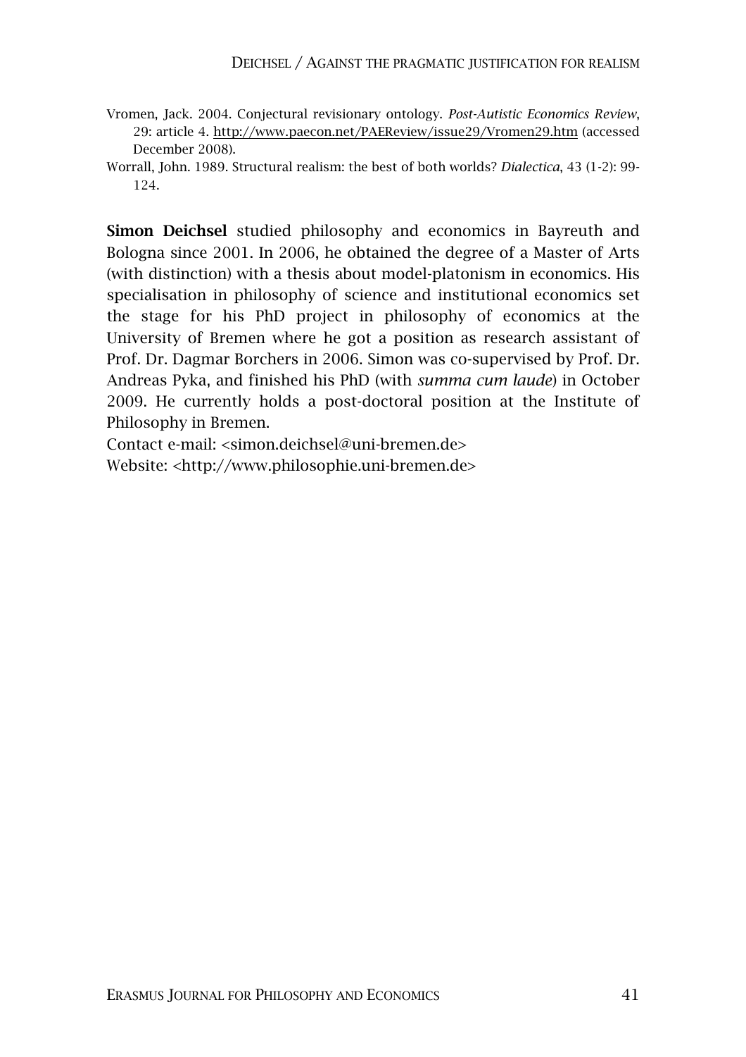Vromen, Jack. 2004. Conjectural revisionary ontology. *Post-Autistic Economics Review*, 29: article 4. http://www.paecon.net/PAEReview/issue29/Vromen29.htm (accessed December 2008).

Worrall, John. 1989. Structural realism: the best of both worlds? *Dialectica*, 43 (1-2): 99-124.

**Simon Deichsel** studied philosophy and economics in Bayreuth and Bologna since 2001. In 2006, he obtained the degree of a Master of Arts (with distinction) with a thesis about model-platonism in economics. His specialisation in philosophy of science and institutional economics set the stage for his PhD project in philosophy of economics at the University of Bremen where he got a position as research assistant of Prof. Dr. Dagmar Borchers in 2006. Simon was co-supervised by Prof. Dr. Andreas Pyka, and finished his PhD (with *summa cum laude*) in October 2009. He currently holds a post-doctoral position at the Institute of Philosophy in Bremen.

Contact e-mail: <simon.deichsel@uni-bremen.de>

Website: <http://www.philosophie.uni-bremen.de>